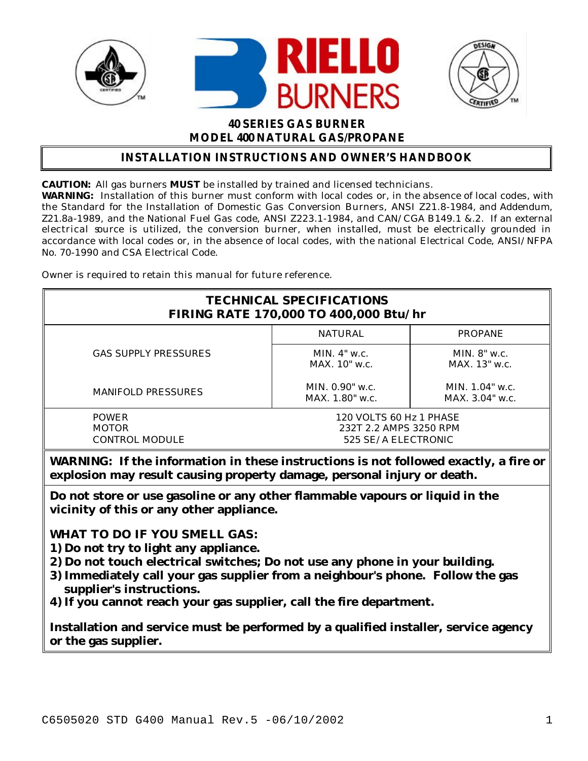# RIELLO BURNERS

## 40 SERIES GAS BURNER
## MODEL 400 NATURAL GAS/PROPANE

## INSTALLATION INSTRUCTIONS AND OWNER'S HANDBOOK

**CAUTION:** All gas burners **MUST** be installed by trained and licensed technicians.
**WARNING:** Installation of this burner must conform with local codes or, in the absence of local codes, with the Standard for the Installation of Domestic Gas Conversion Burners, ANSI Z21.8-1984, and Addendum, Z21.8a-1989, and the National Fuel Gas code, ANSI Z223.1-1984, and CAN/CGA B149.1 &.2. If an external electrical source is utilized, the conversion burner, when installed, must be electrically grounded in accordance with local codes or, in the absence of local codes, with the national Electrical Code, ANSI/NFPA No. 70-1990 and CSA Electrical Code.

Owner is required to retain this manual for future reference.

| TECHNICAL SPECIFICATIONS FIRING RATE 170,000 TO 400,000 Btu/hr | | |
|---|---|---|
| | NATURAL | PROPANE |
| GAS SUPPLY PRESSURES | MIN. 4" w.c. MAX. 10" w.c. | MIN. 8" w.c. MAX. 13" w.c. |
| MANIFOLD PRESSURES | MIN. 0.90" w.c. MAX. 1.80" w.c. | MIN. 1.04" w.c. MAX. 3.04" w.c. |
| POWER | 120 VOLTS 60 Hz 1 PHASE | |
| MOTOR | 232T 2.2 AMPS 3250 RPM | |
| CONTROL MODULE | 525 SE/A ELECTRONIC | |

**WARNING: If the information in these instructions is not followed exactly, a fire or explosion may result causing property damage, personal injury or death.**

**Do not store or use gasoline or any other flammable vapours or liquid in the vicinity of this or any other appliance.**

**WHAT TO DO IF YOU SMELL GAS:**
1) **Do not try to light any appliance.**
2) **Do not touch electrical switches; Do not use any phone in your building.**
3) **Immediately call your gas supplier from a neighbour's phone. Follow the gas supplier's instructions.**
4) **If you cannot reach your gas supplier, call the fire department.**

**Installation and service must be performed by a qualified installer, service agency or the gas supplier.**

C6505020 STD G400 Manual Rev.5 -06/10/2002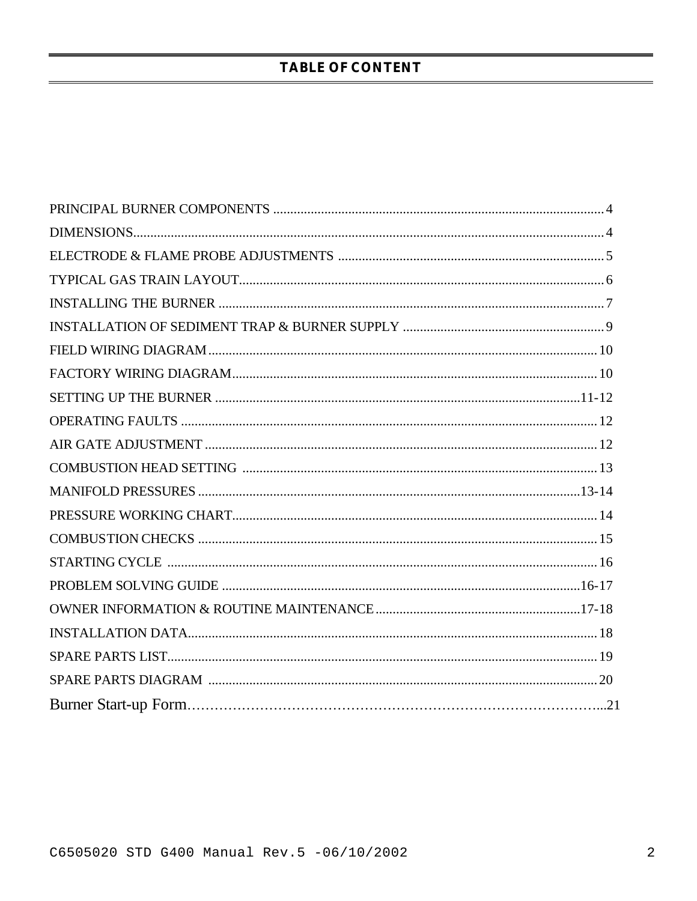# TABLE OF CONTENT

| Section | Page |
|---|---|
| PRINCIPAL BURNER COMPONENTS | 4 |
| DIMENSIONS | 4 |
| ELECTRODE & FLAME PROBE ADJUSTMENTS | 5 |
| TYPICAL GAS TRAIN LAYOUT | 6 |
| INSTALLING THE BURNER | 7 |
| INSTALLATION OF SEDIMENT TRAP & BURNER SUPPLY | 9 |
| FIELD WIRING DIAGRAM | 10 |
| FACTORY WIRING DIAGRAM | 10 |
| SETTING UP THE BURNER | 11-12 |
| OPERATING FAULTS | 12 |
| AIR GATE ADJUSTMENT | 12 |
| COMBUSTION HEAD SETTING | 13 |
| MANIFOLD PRESSURES | 13-14 |
| PRESSURE WORKING CHART | 14 |
| COMBUSTION CHECKS | 15 |
| STARTING CYCLE | 16 |
| PROBLEM SOLVING GUIDE | 16-17 |
| OWNER INFORMATION & ROUTINE MAINTENANCE | 17-18 |
| INSTALLATION DATA | 18 |
| SPARE PARTS LIST | 19 |
| SPARE PARTS DIAGRAM | 20 |
| Burner Start-up Form | 21 |

C6505020 STD G400 Manual Rev.5 -06/10/2002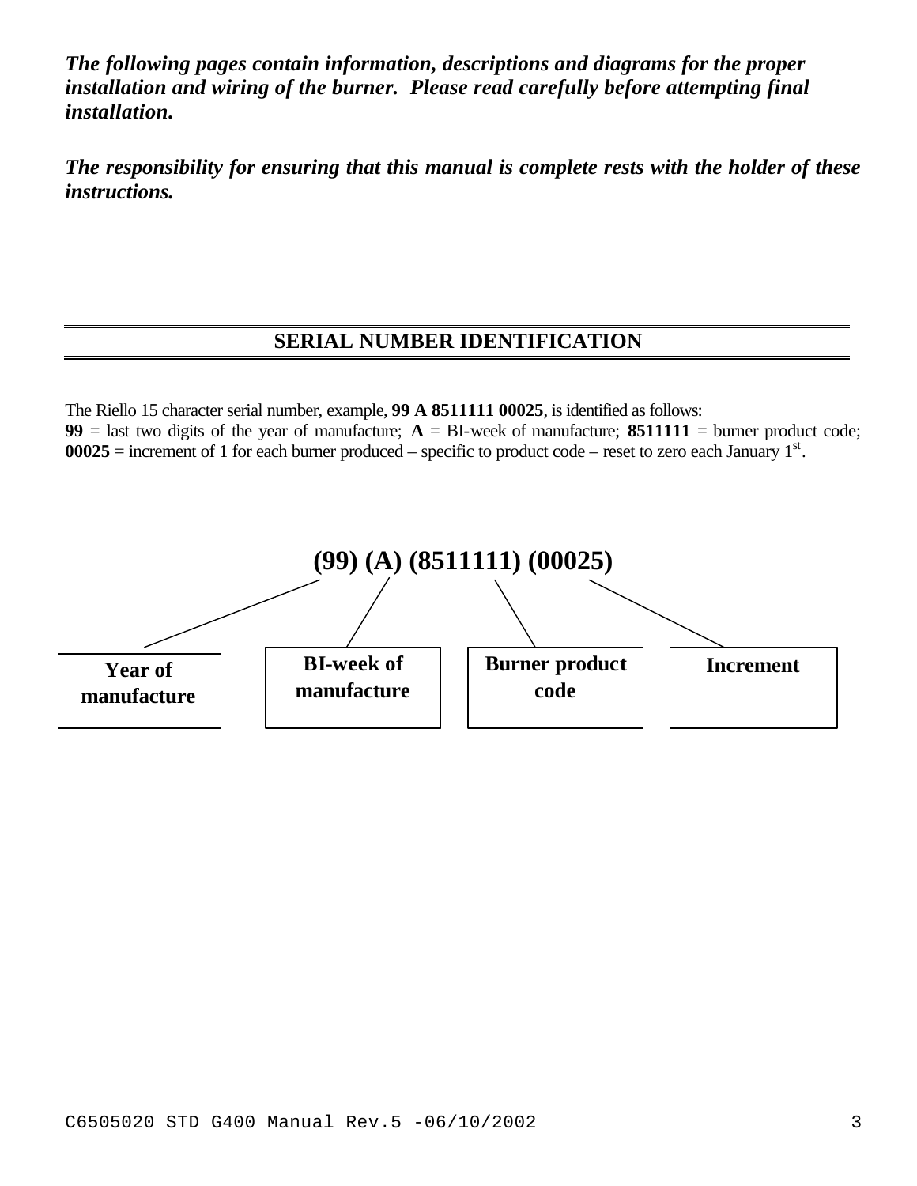***The following pages contain information, descriptions and diagrams for the proper installation and wiring of the burner. Please read carefully before attempting final installation.***

***The responsibility for ensuring that this manual is complete rests with the holder of these instructions.***

## SERIAL NUMBER IDENTIFICATION

The Riello 15 character serial number, example, **99 A 8511111 00025**, is identified as follows:
**99** = last two digits of the year of manufacture; **A** = BI-week of manufacture; **8511111** = burner product code; **00025** = increment of 1 for each burner produced – specific to product code – reset to zero each January 1st.

**(99) (A) (8511111) (00025)**

| Year of manufacture | BI-week of manufacture | Burner product code | Increment |
|---|---|---|---|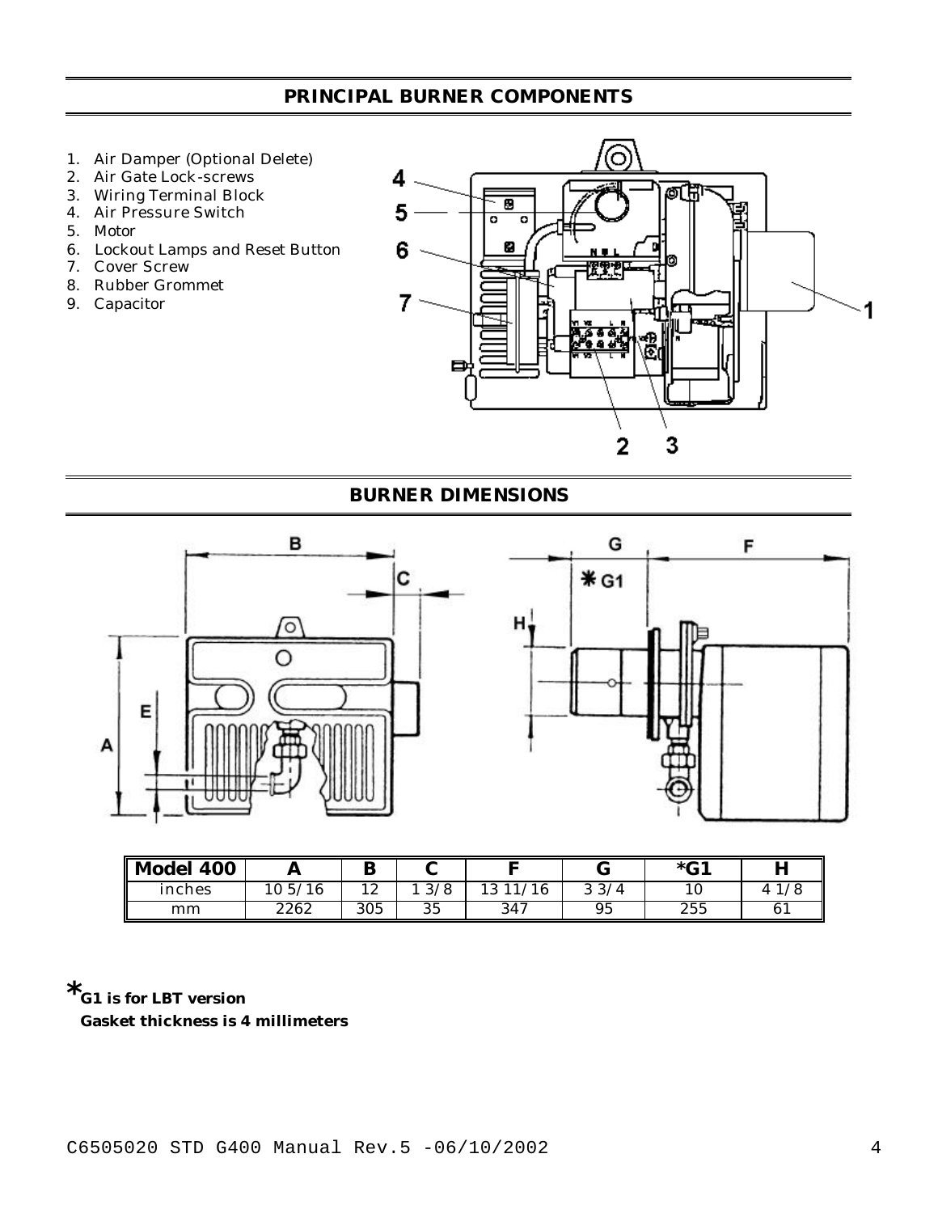## PRINCIPAL BURNER COMPONENTS

1. Air Damper (Optional Delete)
2. Air Gate Lock-screws
3. Wiring Terminal Block
4. Air Pressure Switch
5. Motor
6. Lockout Lamps and Reset Button
7. Cover Screw
8. Rubber Grommet
9. Capacitor

## BURNER DIMENSIONS

| Model 400 | A | B | C | F | G | *G1 | H |
|---|---|---|---|---|---|---|---|
| inches | 10 5/16 | 12 | 1 3/8 | 13 11/16 | 3 3/4 | 10 | 4 1/8 |
| mm | 2262 | 305 | 35 | 347 | 95 | 255 | 61 |

***G1 is for LBT version**

**Gasket thickness is 4 millimeters**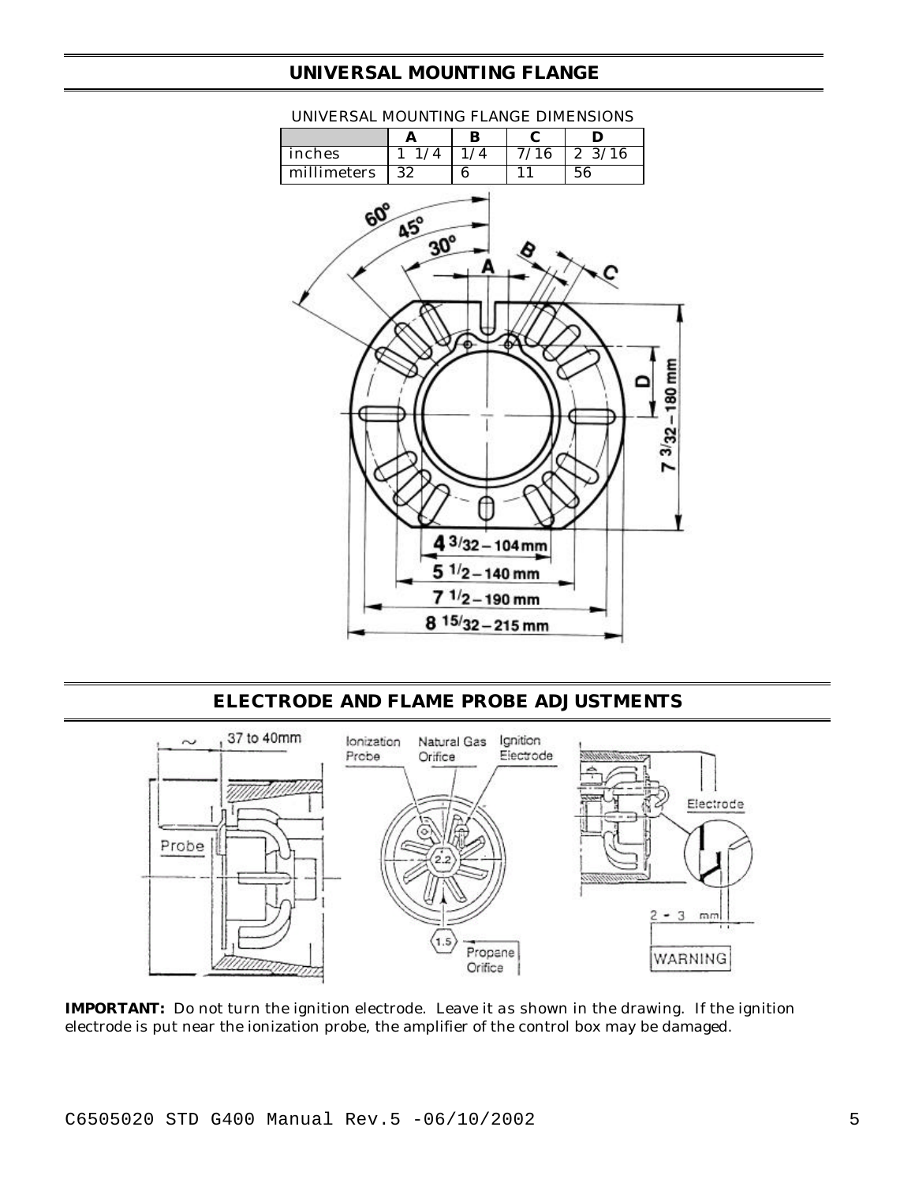## UNIVERSAL MOUNTING FLANGE

UNIVERSAL MOUNTING FLANGE DIMENSIONS

| | A | B | C | D |
|---|---|---|---|---|
| inches | 1 1/4 | 1/4 | 7/16 | 2 3/16 |
| millimeters | 32 | 6 | 11 | 56 |

## ELECTRODE AND FLAME PROBE ADJUSTMENTS

**IMPORTANT:** Do not turn the ignition electrode. Leave it as shown in the drawing. If the ignition electrode is put near the ionization probe, the amplifier of the control box may be damaged.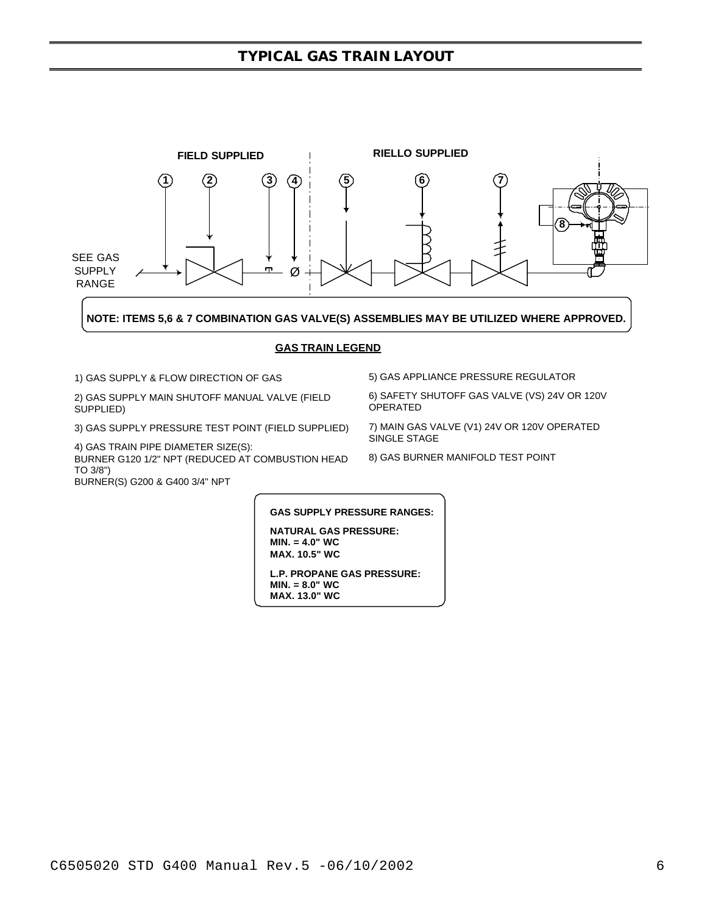# TYPICAL GAS TRAIN LAYOUT

**FIELD SUPPLIED** | **RIELLO SUPPLIED**

SEE GAS SUPPLY RANGE

**NOTE: ITEMS 5,6 & 7 COMBINATION GAS VALVE(S) ASSEMBLIES MAY BE UTILIZED WHERE APPROVED.**

## GAS TRAIN LEGEND

1) GAS SUPPLY & FLOW DIRECTION OF GAS

2) GAS SUPPLY MAIN SHUTOFF MANUAL VALVE (FIELD SUPPLIED)

3) GAS SUPPLY PRESSURE TEST POINT (FIELD SUPPLIED)

4) GAS TRAIN PIPE DIAMETER SIZE(S):
BURNER G120 1/2" NPT (REDUCED AT COMBUSTION HEAD TO 3/8")
BURNER(S) G200 & G400 3/4" NPT

5) GAS APPLIANCE PRESSURE REGULATOR

6) SAFETY SHUTOFF GAS VALVE (VS) 24V OR 120V OPERATED

7) MAIN GAS VALVE (V1) 24V OR 120V OPERATED SINGLE STAGE

8) GAS BURNER MANIFOLD TEST POINT

**GAS SUPPLY PRESSURE RANGES:**

**NATURAL GAS PRESSURE:**
**MIN. = 4.0" WC**
**MAX. 10.5" WC**

**L.P. PROPANE GAS PRESSURE:**
**MIN. = 8.0" WC**
**MAX. 13.0" WC**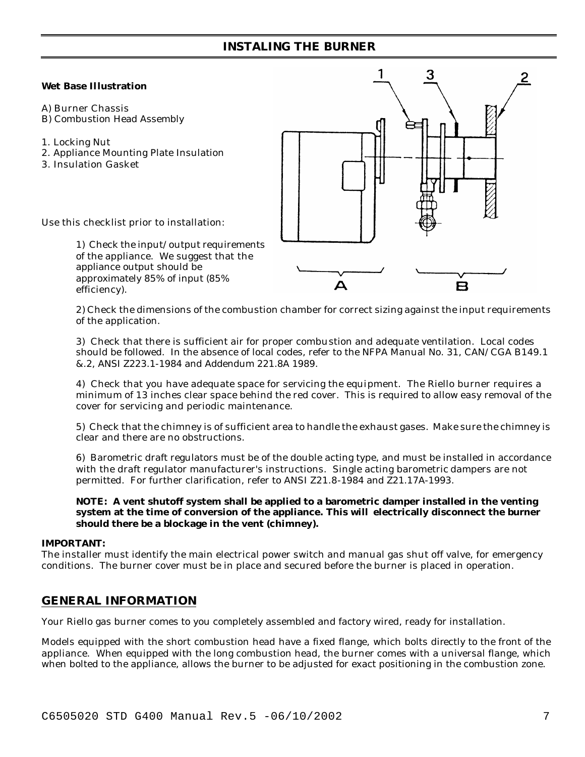# INSTALING THE BURNER

**Wet Base Illustration**

A) Burner Chassis
B) Combustion Head Assembly

1. Locking Nut
2. Appliance Mounting Plate Insulation
3. Insulation Gasket

Use this checklist prior to installation:

1) Check the input/output requirements of the appliance. We suggest that the appliance output should be approximately 85% of input (85% efficiency).

2) Check the dimensions of the combustion chamber for correct sizing against the input requirements of the application.

3) Check that there is sufficient air for proper combustion and adequate ventilation. Local codes should be followed. In the absence of local codes, refer to the NFPA Manual No. 31, CAN/CGA B149.1 &.2, ANSI Z223.1-1984 and Addendum 221.8A 1989.

4) Check that you have adequate space for servicing the equipment. The Riello burner requires a minimum of 13 inches clear space behind the red cover. This is required to allow easy removal of the cover for servicing and periodic maintenance.

5) Check that the chimney is of sufficient area to handle the exhaust gases. Make sure the chimney is clear and there are no obstructions.

6) Barometric draft regulators must be of the double acting type, and must be installed in accordance with the draft regulator manufacturer's instructions. Single acting barometric dampers are not permitted. For further clarification, refer to ANSI Z21.8-1984 and Z21.17A-1993.

**NOTE: A vent shutoff system shall be applied to a barometric damper installed in the venting system at the time of conversion of the appliance. This will electrically disconnect the burner should there be a blockage in the vent (chimney).**

**IMPORTANT:**
The installer must identify the main electrical power switch and manual gas shut off valve, for emergency conditions. The burner cover must be in place and secured before the burner is placed in operation.

## GENERAL INFORMATION

Your Riello gas burner comes to you completely assembled and factory wired, ready for installation.

Models equipped with the short combustion head have a fixed flange, which bolts directly to the front of the appliance. When equipped with the long combustion head, the burner comes with a universal flange, which when bolted to the appliance, allows the burner to be adjusted for exact positioning in the combustion zone.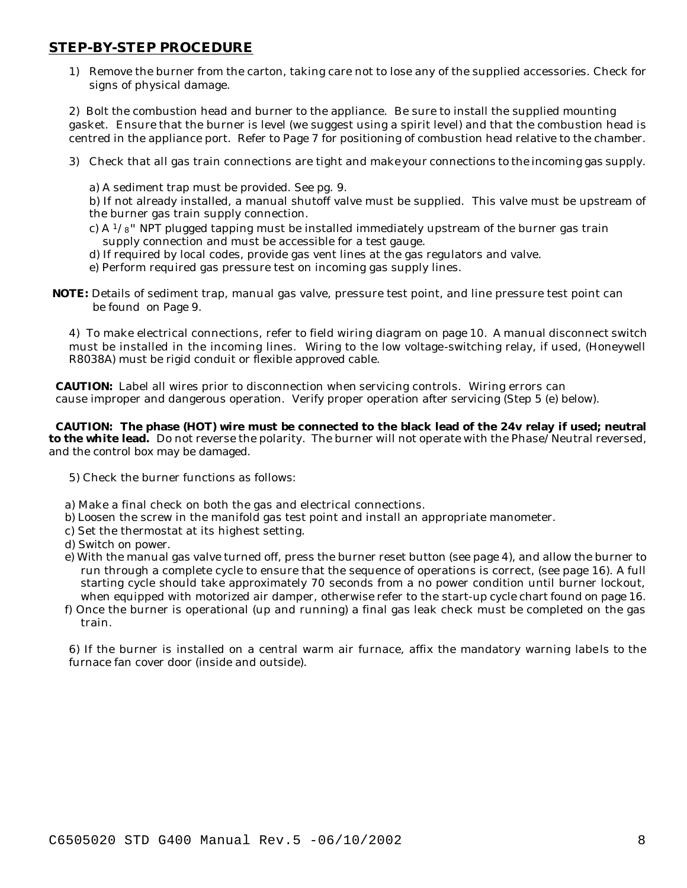## STEP-BY-STEP PROCEDURE

1) Remove the burner from the carton, taking care not to lose any of the supplied accessories. Check for signs of physical damage.

2) Bolt the combustion head and burner to the appliance. Be sure to install the supplied mounting gasket. Ensure that the burner is level (we suggest using a spirit level) and that the combustion head is centred in the appliance port. Refer to Page 7 for positioning of combustion head relative to the chamber.

3) Check that all gas train connections are tight and make your connections to the incoming gas supply.

a) A sediment trap must be provided. See pg. 9.
b) If not already installed, a manual shutoff valve must be supplied. This valve must be upstream of the burner gas train supply connection.
c) A 1/8" NPT plugged tapping must be installed immediately upstream of the burner gas train supply connection and must be accessible for a test gauge.
d) If required by local codes, provide gas vent lines at the gas regulators and valve.
e) Perform required gas pressure test on incoming gas supply lines.

**NOTE:** Details of sediment trap, manual gas valve, pressure test point, and line pressure test point can be found on Page 9.

4) To make electrical connections, refer to field wiring diagram on page 10. A manual disconnect switch must be installed in the incoming lines. Wiring to the low voltage-switching relay, if used, (Honeywell R8038A) must be rigid conduit or flexible approved cable.

**CAUTION:** Label all wires prior to disconnection when servicing controls. Wiring errors can cause improper and dangerous operation. Verify proper operation after servicing (Step 5 (e) below).

**CAUTION: The phase (HOT) wire must be connected to the black lead of the 24v relay if used; neutral to the white lead.** Do not reverse the polarity. The burner will not operate with the Phase/Neutral reversed, and the control box may be damaged.

5) Check the burner functions as follows:

a) Make a final check on both the gas and electrical connections.
b) Loosen the screw in the manifold gas test point and install an appropriate manometer.
c) Set the thermostat at its highest setting.
d) Switch on power.
e) With the manual gas valve turned off, press the burner reset button (see page 4), and allow the burner to run through a complete cycle to ensure that the sequence of operations is correct, (see page 16). A full starting cycle should take approximately 70 seconds from a no power condition until burner lockout, when equipped with motorized air damper, otherwise refer to the start-up cycle chart found on page 16.
f) Once the burner is operational (up and running) a final gas leak check must be completed on the gas train.

6) If the burner is installed on a central warm air furnace, affix the mandatory warning labels to the furnace fan cover door (inside and outside).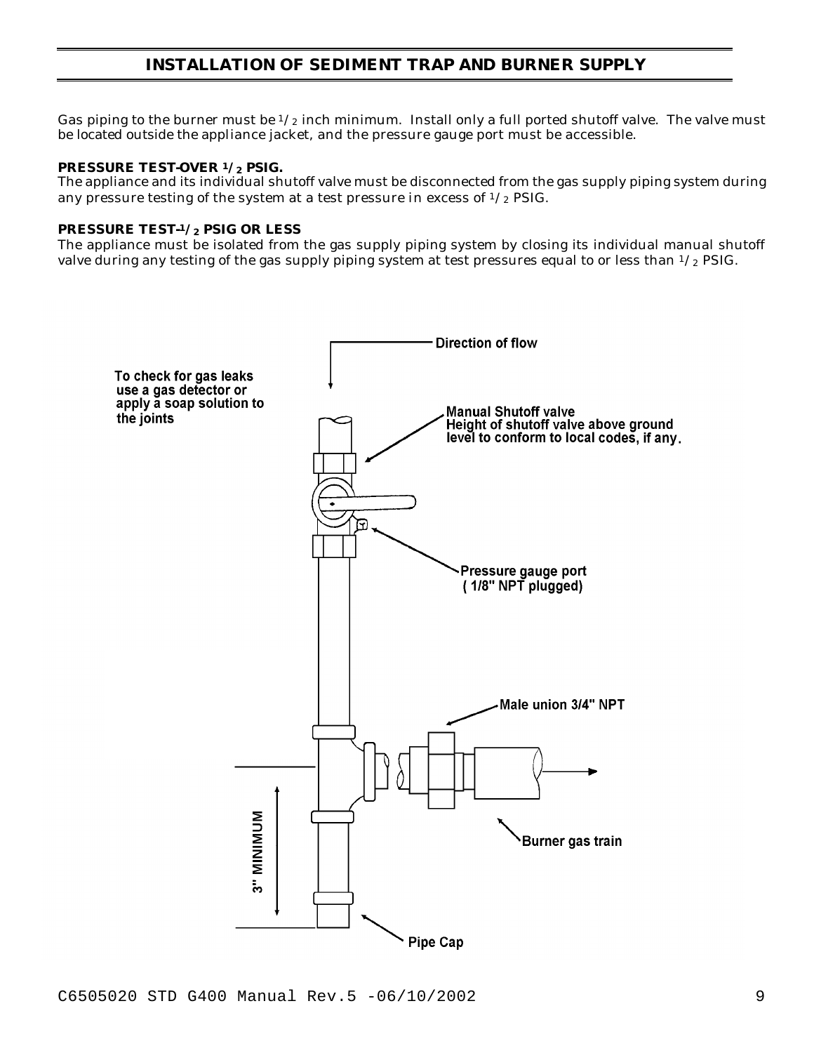## INSTALLATION OF SEDIMENT TRAP AND BURNER SUPPLY

Gas piping to the burner must be 1/2 inch minimum. Install only a full ported shutoff valve. The valve must be located outside the appliance jacket, and the pressure gauge port must be accessible.

**PRESSURE TEST-OVER 1/2 PSIG.**
The appliance and its individual shutoff valve must be disconnected from the gas supply piping system during any pressure testing of the system at a test pressure in excess of 1/2 PSIG.

**PRESSURE TEST-1/2 PSIG OR LESS**
The appliance must be isolated from the gas supply piping system by closing its individual manual shutoff valve during any testing of the gas supply piping system at test pressures equal to or less than 1/2 PSIG.

Direction of flow

To check for gas leaks use a gas detector or apply a soap solution to the joints

Manual Shutoff valve
Height of shutoff valve above ground level to conform to local codes, if any.

Pressure gauge port
( 1/8" NPT plugged)

Male union 3/4" NPT

Burner gas train

3" MINIMUM

Pipe Cap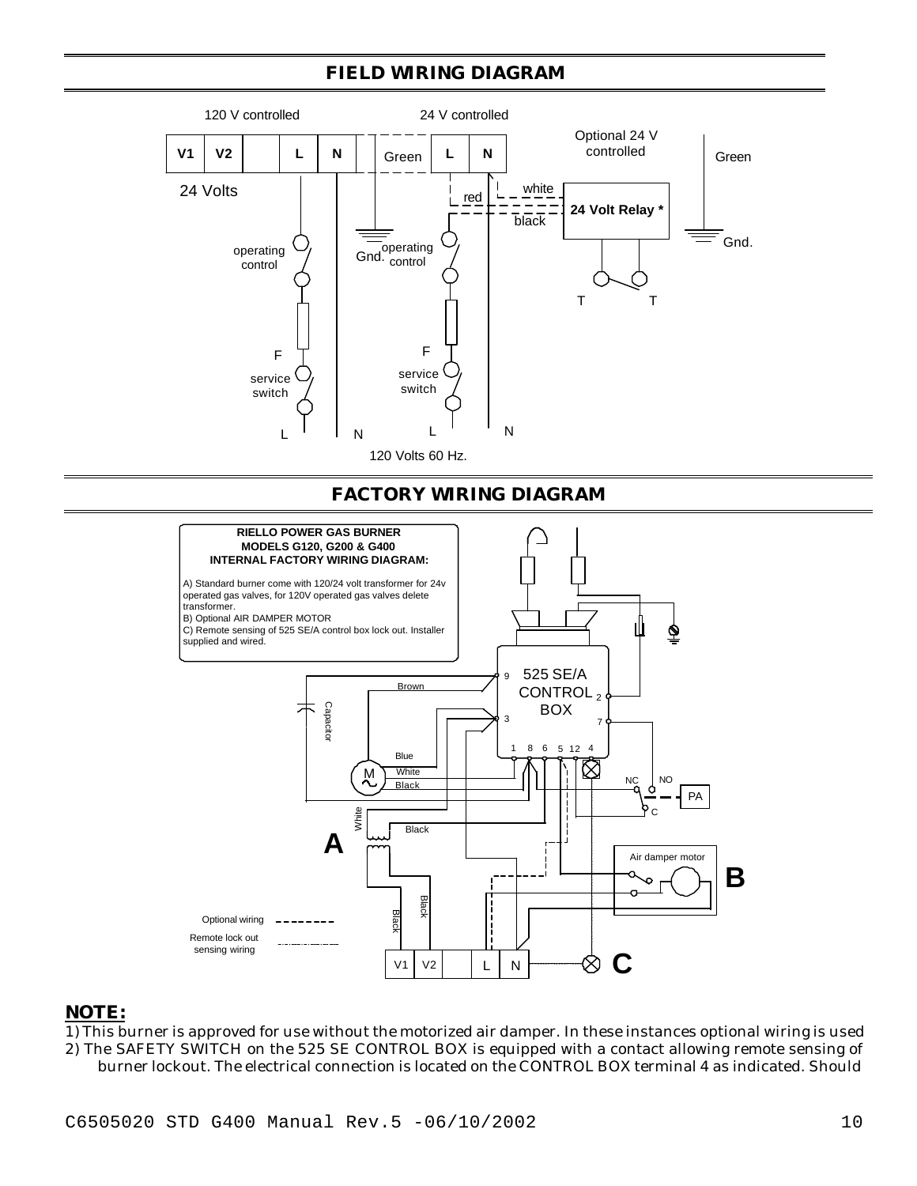## FIELD WIRING DIAGRAM

120 V controlled

24 V controlled

Optional 24 V controlled

V1 | V2 | | L | N | | Green | L | N

Green

24 Volts

white

red

24 Volt Relay *

black

Gnd.

operating control

Gnd.

operating control

T T

F

F

service switch

service switch

L N L N

120 Volts 60 Hz.

## FACTORY WIRING DIAGRAM

**RIELLO POWER GAS BURNER MODELS G120, G200 & G400 INTERNAL FACTORY WIRING DIAGRAM:**

A) Standard burner come with 120/24 volt transformer for 24v operated gas valves, for 120V operated gas valves delete transformer.
B) Optional AIR DAMPER MOTOR
C) Remote sensing of 525 SE/A control box lock out. Installer supplied and wired.

525 SE/A CONTROL BOX

9 2 3 7 1 8 6 5 12 4

Brown

Capacitor

Blue

White

Black

M

NC NO

PA

C

White

Black

**A**

Air damper motor

**B**

Black

Black

Optional wiring

Remote lock out sensing wiring

V1 | V2 | | L | N

**C**

**NOTE:**

1) This burner is approved for use without the motorized air damper. In these instances optional wiring is used
2) The SAFETY SWITCH on the 525 SE CONTROL BOX is equipped with a contact allowing remote sensing of burner lockout. The electrical connection is located on the CONTROL BOX terminal 4 as indicated. Should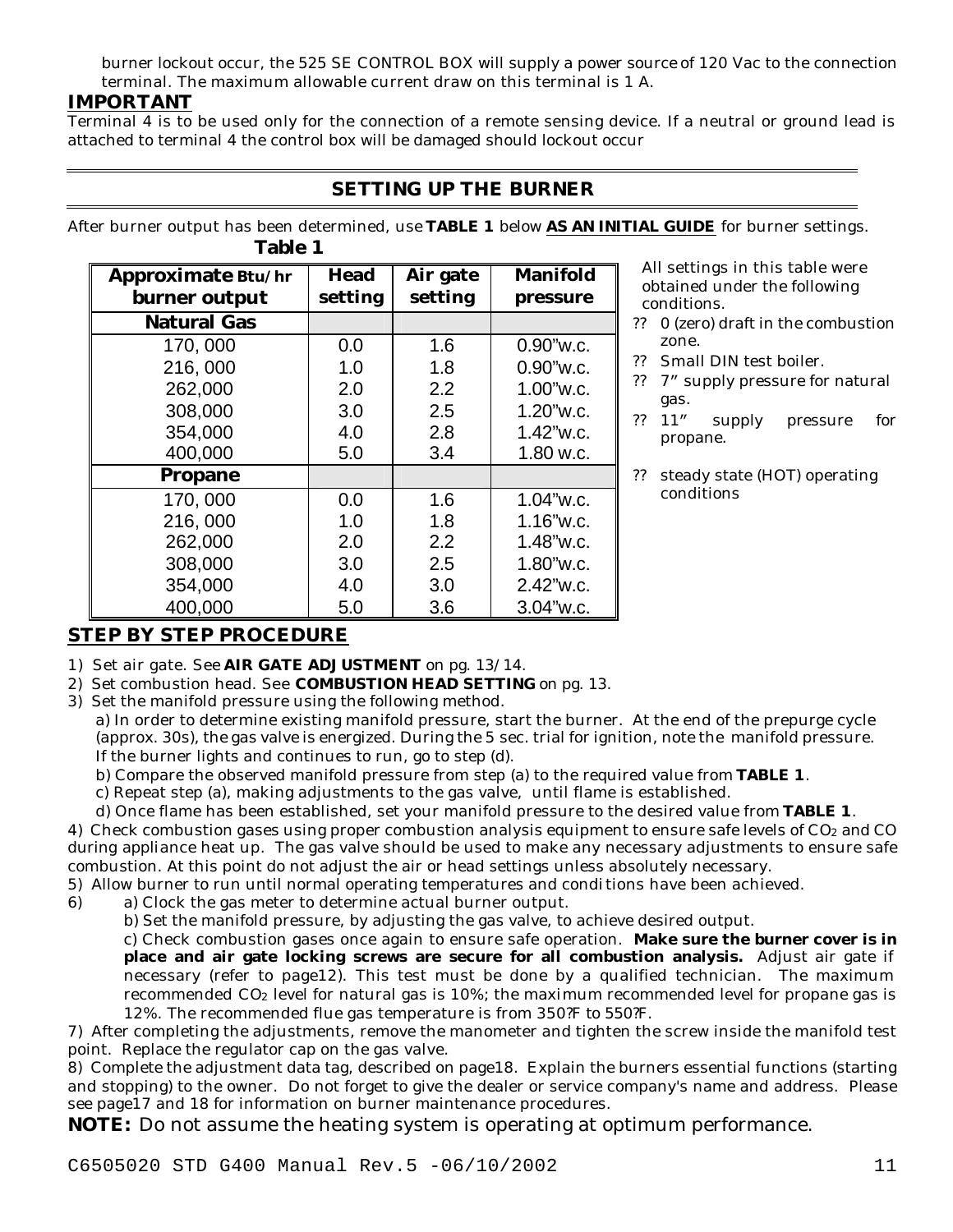burner lockout occur, the 525 SE CONTROL BOX will supply a power source of 120 Vac to the connection terminal. The maximum allowable current draw on this terminal is 1 A.

**IMPORTANT**

Terminal 4 is to be used only for the connection of a remote sensing device. If a neutral or ground lead is attached to terminal 4 the control box will be damaged should lockout occur

## SETTING UP THE BURNER

After burner output has been determined, use **TABLE 1** below **AS AN INITIAL GUIDE** for burner settings.

**Table 1**

| Approximate Btu/hr burner output | Head setting | Air gate setting | Manifold pressure |
|---|---|---|---|
| **Natural Gas** | | | |
| 170, 000 | 0.0 | 1.6 | 0.90"w.c. |
| 216, 000 | 1.0 | 1.8 | 0.90"w.c. |
| 262,000 | 2.0 | 2.2 | 1.00"w.c. |
| 308,000 | 3.0 | 2.5 | 1.20"w.c. |
| 354,000 | 4.0 | 2.8 | 1.42"w.c. |
| 400,000 | 5.0 | 3.4 | 1.80 w.c. |
| **Propane** | | | |
| 170, 000 | 0.0 | 1.6 | 1.04"w.c. |
| 216, 000 | 1.0 | 1.8 | 1.16"w.c. |
| 262,000 | 2.0 | 2.2 | 1.48"w.c. |
| 308,000 | 3.0 | 2.5 | 1.80"w.c. |
| 354,000 | 4.0 | 3.0 | 2.42"w.c. |
| 400,000 | 5.0 | 3.6 | 3.04"w.c. |

All settings in this table were obtained under the following conditions.

- 0 (zero) draft in the combustion zone.
- Small DIN test boiler.
- 7" supply pressure for natural gas.
- 11" supply pressure for propane.
- steady state (HOT) operating conditions

## STEP BY STEP PROCEDURE

1) Set air gate. See **AIR GATE ADJUSTMENT** on pg. 13/14.
2) Set combustion head. See **COMBUSTION HEAD SETTING** on pg. 13.
3) Set the manifold pressure using the following method.
   a) In order to determine existing manifold pressure, start the burner. At the end of the prepurge cycle (approx. 30s), the gas valve is energized. During the 5 sec. trial for ignition, note the manifold pressure. If the burner lights and continues to run, go to step (d).
   b) Compare the observed manifold pressure from step (a) to the required value from **TABLE 1**.
   c) Repeat step (a), making adjustments to the gas valve, until flame is established.
   d) Once flame has been established, set your manifold pressure to the desired value from **TABLE 1**.
4) Check combustion gases using proper combustion analysis equipment to ensure safe levels of $CO_2$ and CO during appliance heat up. The gas valve should be used to make any necessary adjustments to ensure safe combustion. At this point do not adjust the air or head settings unless absolutely necessary.
5) Allow burner to run until normal operating temperatures and conditions have been achieved.
6) a) Clock the gas meter to determine actual burner output.
   b) Set the manifold pressure, by adjusting the gas valve, to achieve desired output.
   c) Check combustion gases once again to ensure safe operation. **Make sure the burner cover is in place and air gate locking screws are secure for all combustion analysis.** Adjust air gate if necessary (refer to page12). This test must be done by a qualified technician. The maximum recommended $CO_2$ level for natural gas is 10%; the maximum recommended level for propane gas is 12%. The recommended flue gas temperature is from 350?F to 550?F.
7) After completing the adjustments, remove the manometer and tighten the screw inside the manifold test point. Replace the regulator cap on the gas valve.
8) Complete the adjustment data tag, described on page18. Explain the burners essential functions (starting and stopping) to the owner. Do not forget to give the dealer or service company's name and address. Please see page17 and 18 for information on burner maintenance procedures.

**NOTE:** Do not assume the heating system is operating at optimum performance.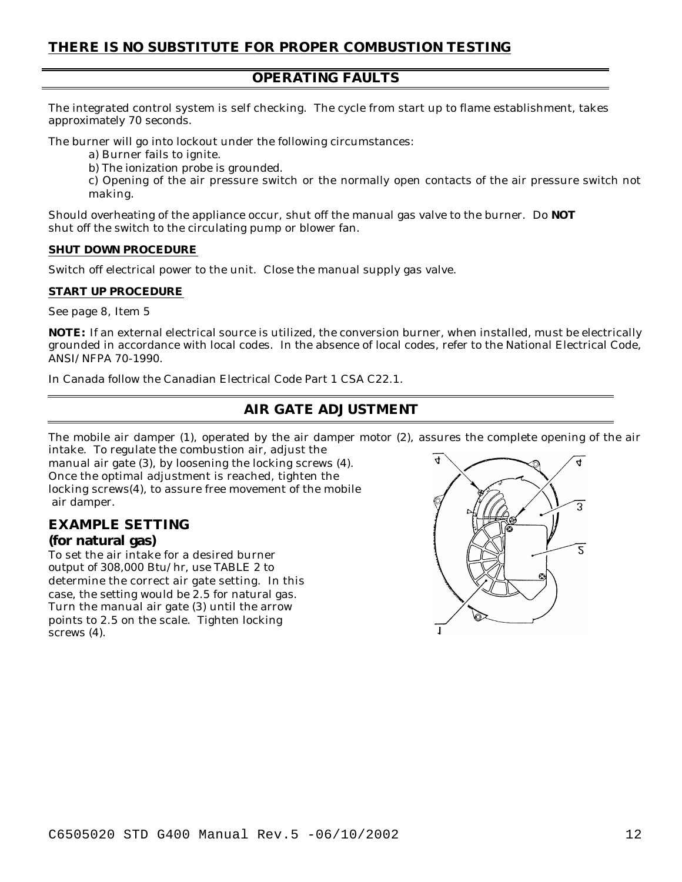## THERE IS NO SUBSTITUTE FOR PROPER COMBUSTION TESTING

## OPERATING FAULTS

The integrated control system is self checking. The cycle from start up to flame establishment, takes approximately 70 seconds.

The burner will go into lockout under the following circumstances:

a) Burner fails to ignite.

b) The ionization probe is grounded.

c) Opening of the air pressure switch or the normally open contacts of the air pressure switch not making.

Should overheating of the appliance occur, shut off the manual gas valve to the burner. Do **NOT** shut off the switch to the circulating pump or blower fan.

### SHUT DOWN PROCEDURE

Switch off electrical power to the unit. Close the manual supply gas valve.

### START UP PROCEDURE

See page 8, Item 5

**NOTE:** If an external electrical source is utilized, the conversion burner, when installed, must be electrically grounded in accordance with local codes. In the absence of local codes, refer to the National Electrical Code, ANSI/NFPA 70-1990.

In Canada follow the Canadian Electrical Code Part 1 CSA C22.1.

## AIR GATE ADJUSTMENT

The mobile air damper (1), operated by the air damper motor (2), assures the complete opening of the air intake. To regulate the combustion air, adjust the manual air gate (3), by loosening the locking screws (4). Once the optimal adjustment is reached, tighten the locking screws(4), to assure free movement of the mobile air damper.

### EXAMPLE SETTING

**(for natural gas)**

To set the air intake for a desired burner output of 308,000 Btu/hr, use TABLE 2 to determine the correct air gate setting. In this case, the setting would be 2.5 for natural gas. Turn the manual air gate (3) until the arrow points to 2.5 on the scale. Tighten locking screws (4).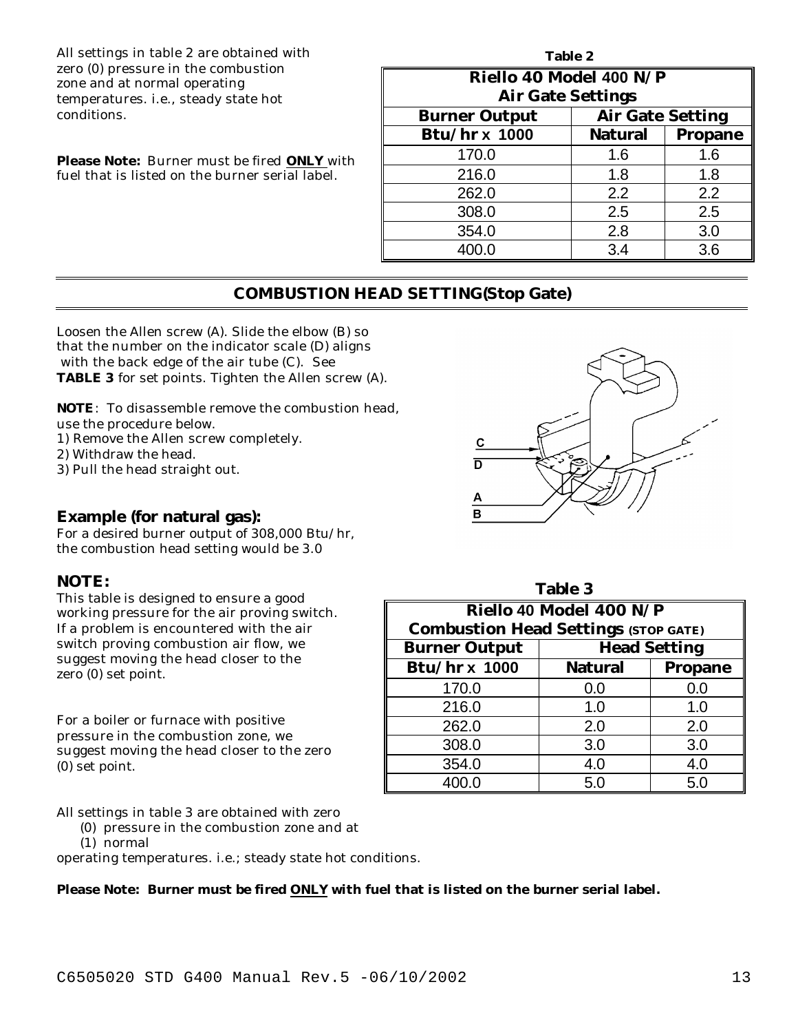All settings in table 2 are obtained with zero (0) pressure in the combustion zone and at normal operating temperatures. i.e., steady state hot conditions.

**Please Note:** Burner must be fired **ONLY** with fuel that is listed on the burner serial label.

**Table 2**

| Riello 40 Model 400 N/P Air Gate Settings | | |
|---|---|---|
| **Burner Output** | **Air Gate Setting** | |
| **Btu/hr x 1000** | **Natural** | **Propane** |
| 170.0 | 1.6 | 1.6 |
| 216.0 | 1.8 | 1.8 |
| 262.0 | 2.2 | 2.2 |
| 308.0 | 2.5 | 2.5 |
| 354.0 | 2.8 | 3.0 |
| 400.0 | 3.4 | 3.6 |

## COMBUSTION HEAD SETTING(Stop Gate)

Loosen the Allen screw (A). Slide the elbow (B) so that the number on the indicator scale (D) aligns with the back edge of the air tube (C). See **TABLE 3** for set points. Tighten the Allen screw (A).

**NOTE**: To disassemble remove the combustion head, use the procedure below.
1) Remove the Allen screw completely.
2) Withdraw the head.
3) Pull the head straight out.

### Example (for natural gas):

For a desired burner output of 308,000 Btu/hr, the combustion head setting would be 3.0

### NOTE:

This table is designed to ensure a good working pressure for the air proving switch. If a problem is encountered with the air switch proving combustion air flow, we suggest moving the head closer to the zero (0) set point.

For a boiler or furnace with positive pressure in the combustion zone, we suggest moving the head closer to the zero (0) set point.

**Table 3**

| Riello 40 Model 400 N/P Combustion Head Settings (STOP GATE) | | |
|---|---|---|
| **Burner Output** | **Head Setting** | |
| **Btu/hr x 1000** | **Natural** | **Propane** |
| 170.0 | 0.0 | 0.0 |
| 216.0 | 1.0 | 1.0 |
| 262.0 | 2.0 | 2.0 |
| 308.0 | 3.0 | 3.0 |
| 354.0 | 4.0 | 4.0 |
| 400.0 | 5.0 | 5.0 |

All settings in table 3 are obtained with zero (0) pressure in the combustion zone and at (1) normal operating temperatures. i.e.; steady state hot conditions.

**Please Note: Burner must be fired ONLY with fuel that is listed on the burner serial label.**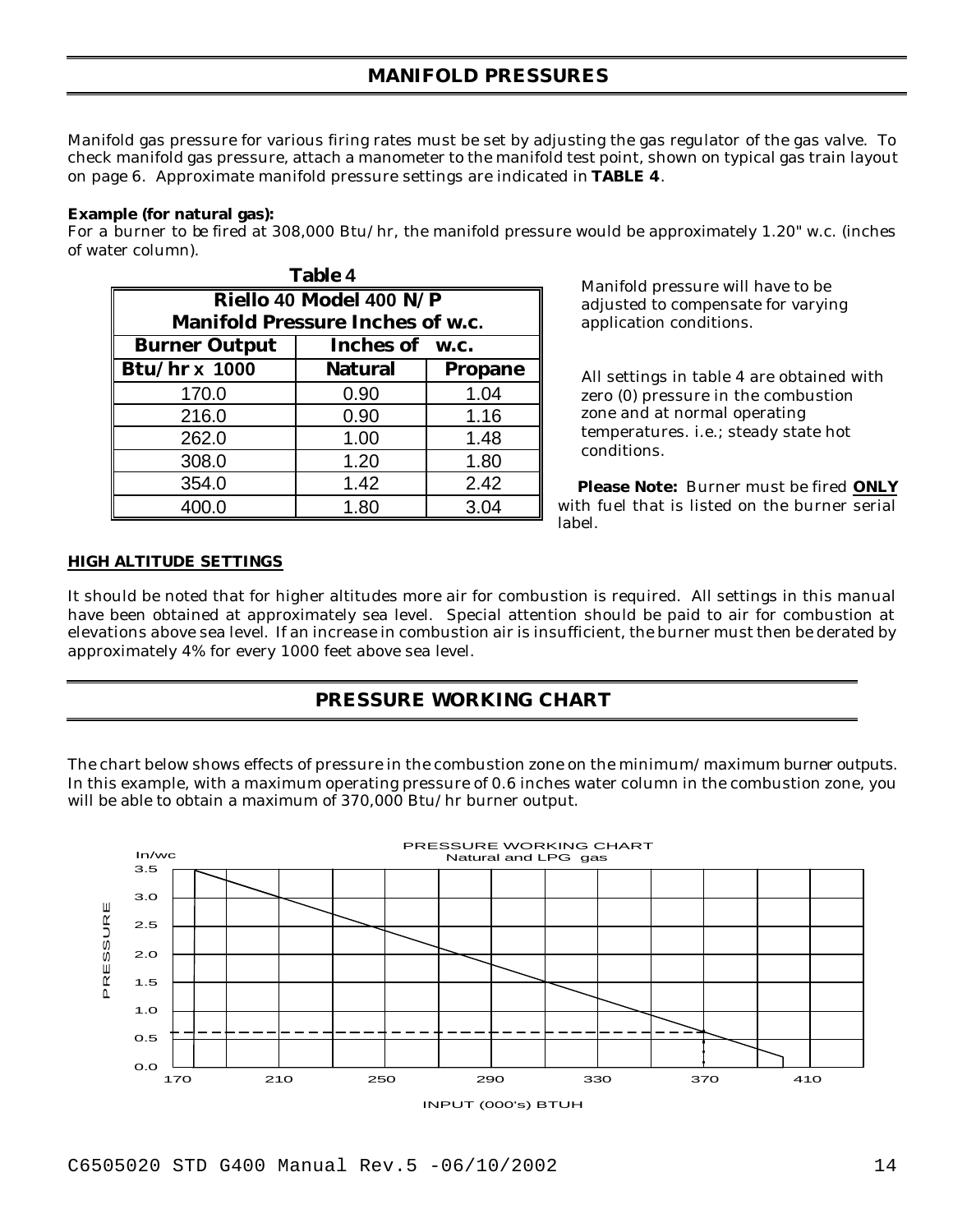## MANIFOLD PRESSURES

Manifold gas pressure for various firing rates must be set by adjusting the gas regulator of the gas valve. To check manifold gas pressure, attach a manometer to the manifold test point, shown on typical gas train layout on page 6. Approximate manifold pressure settings are indicated in **TABLE 4**.

**Example (for natural gas):**
For a burner to be fired at 308,000 Btu/hr, the manifold pressure would be approximately 1.20" w.c. (inches of water column).

**Table 4**

| Riello 40 Model 400 N/P Manifold Pressure Inches of w.c. | | |
|---|---|---|
| **Burner Output** | **Inches of w.c.** | |
| **Btu/hr x 1000** | **Natural** | **Propane** |
| 170.0 | 0.90 | 1.04 |
| 216.0 | 0.90 | 1.16 |
| 262.0 | 1.00 | 1.48 |
| 308.0 | 1.20 | 1.80 |
| 354.0 | 1.42 | 2.42 |
| 400.0 | 1.80 | 3.04 |

Manifold pressure will have to be adjusted to compensate for varying application conditions.

All settings in table 4 are obtained with zero (0) pressure in the combustion zone and at normal operating temperatures. i.e.; steady state hot conditions.

**Please Note:** Burner must be fired **ONLY** with fuel that is listed on the burner serial label.

**HIGH ALTITUDE SETTINGS**

It should be noted that for higher altitudes more air for combustion is required. All settings in this manual have been obtained at approximately sea level. Special attention should be paid to air for combustion at elevations above sea level. If an increase in combustion air is insufficient, the burner must then be derated by approximately 4% for every 1000 feet above sea level.

## PRESSURE WORKING CHART

The chart below shows effects of pressure in the combustion zone on the minimum/maximum burner outputs. In this example, with a maximum operating pressure of 0.6 inches water column in the combustion zone, you will be able to obtain a maximum of 370,000 Btu/hr burner output.

PRESSURE WORKING CHART
Natural and LPG gas

PRESSURE In/wc: 0.0, 0.5, 1.0, 1.5, 2.0, 2.5, 3.0, 3.5

INPUT (000's) BTUH: 170, 210, 250, 290, 330, 370, 410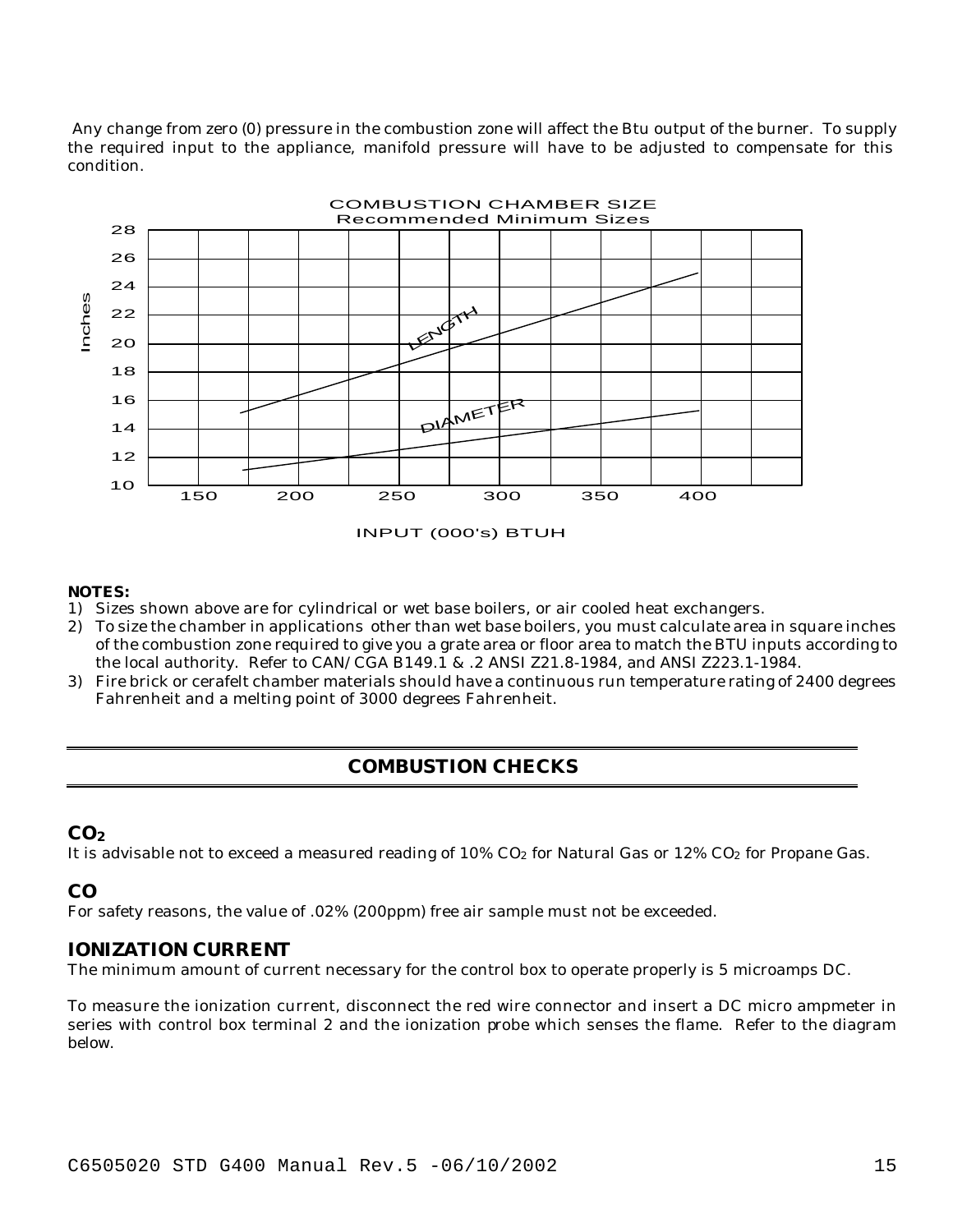Any change from zero (0) pressure in the combustion zone will affect the Btu output of the burner. To supply the required input to the appliance, manifold pressure will have to be adjusted to compensate for this condition.

COMBUSTION CHAMBER SIZE
Recommended Minimum Sizes

**NOTES:**

1) Sizes shown above are for cylindrical or wet base boilers, or air cooled heat exchangers.
2) To size the chamber in applications other than wet base boilers, you must calculate area in square inches of the combustion zone required to give you a grate area or floor area to match the BTU inputs according to the local authority. Refer to CAN/CGA B149.1 & .2 ANSI Z21.8-1984, and ANSI Z223.1-1984.
3) Fire brick or cerafelt chamber materials should have a continuous run temperature rating of 2400 degrees Fahrenheit and a melting point of 3000 degrees Fahrenheit.

## COMBUSTION CHECKS

### $CO_2$

It is advisable not to exceed a measured reading of 10% $CO_2$ for Natural Gas or 12% $CO_2$ for Propane Gas.

### CO

For safety reasons, the value of .02% (200ppm) free air sample must not be exceeded.

### IONIZATION CURRENT

The minimum amount of current necessary for the control box to operate properly is 5 microamps DC.

To measure the ionization current, disconnect the red wire connector and insert a DC micro ampmeter in series with control box terminal 2 and the ionization probe which senses the flame. Refer to the diagram below.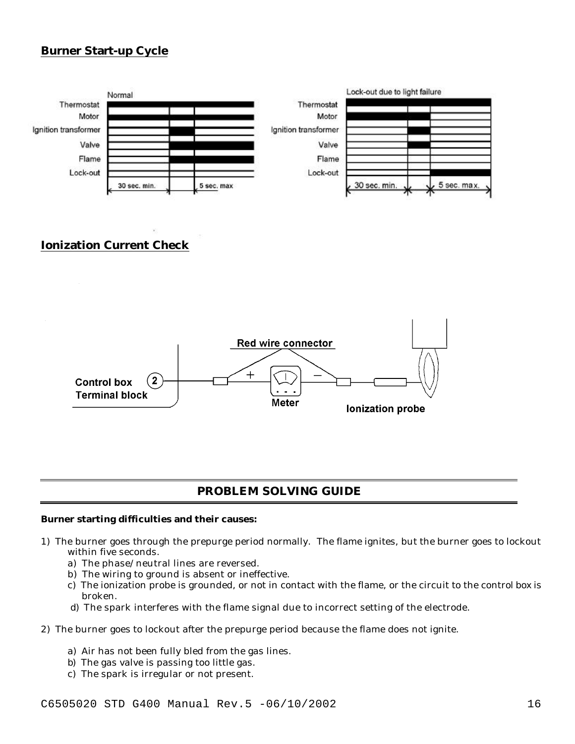## Burner Start-up Cycle

## Ionization Current Check

---

## PROBLEM SOLVING GUIDE

**Burner starting difficulties and their causes:**

1) The burner goes through the prepurge period normally. The flame ignites, but the burner goes to lockout within five seconds.
   a) The phase/neutral lines are reversed.
   b) The wiring to ground is absent or ineffective.
   c) The ionization probe is grounded, or not in contact with the flame, or the circuit to the control box is broken.
   d) The spark interferes with the flame signal due to incorrect setting of the electrode.

2) The burner goes to lockout after the prepurge period because the flame does not ignite.

   a) Air has not been fully bled from the gas lines.
   b) The gas valve is passing too little gas.
   c) The spark is irregular or not present.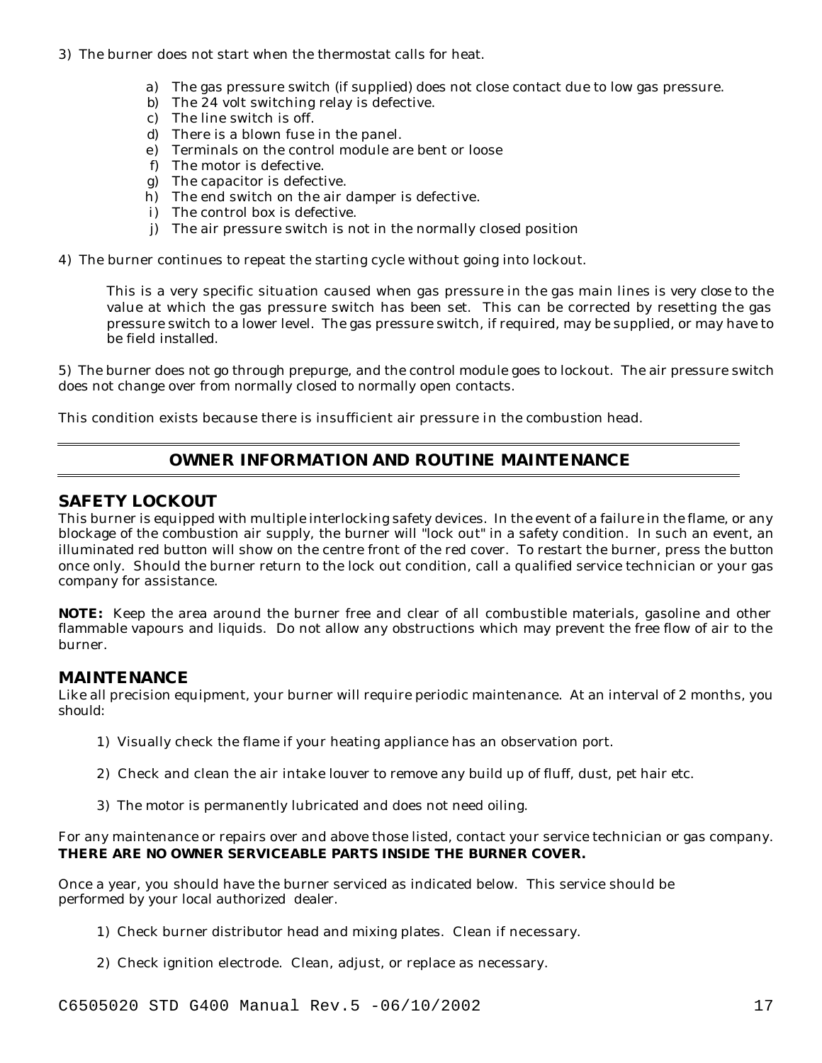3) The burner does not start when the thermostat calls for heat.

   a) The gas pressure switch (if supplied) does not close contact due to low gas pressure.
   b) The 24 volt switching relay is defective.
   c) The line switch is off.
   d) There is a blown fuse in the panel.
   e) Terminals on the control module are bent or loose
   f) The motor is defective.
   g) The capacitor is defective.
   h) The end switch on the air damper is defective.
   i) The control box is defective.
   j) The air pressure switch is not in the normally closed position

4) The burner continues to repeat the starting cycle without going into lockout.

   This is a very specific situation caused when gas pressure in the gas main lines is very close to the value at which the gas pressure switch has been set. This can be corrected by resetting the gas pressure switch to a lower level. The gas pressure switch, if required, may be supplied, or may have to be field installed.

5) The burner does not go through prepurge, and the control module goes to lockout. The air pressure switch does not change over from normally closed to normally open contacts.

This condition exists because there is insufficient air pressure in the combustion head.

## OWNER INFORMATION AND ROUTINE MAINTENANCE

### SAFETY LOCKOUT

This burner is equipped with multiple interlocking safety devices. In the event of a failure in the flame, or any blockage of the combustion air supply, the burner will "lock out" in a safety condition. In such an event, an illuminated red button will show on the centre front of the red cover. To restart the burner, press the button once only. Should the burner return to the lock out condition, call a qualified service technician or your gas company for assistance.

**NOTE:** Keep the area around the burner free and clear of all combustible materials, gasoline and other flammable vapours and liquids. Do not allow any obstructions which may prevent the free flow of air to the burner.

### MAINTENANCE

Like all precision equipment, your burner will require periodic maintenance. At an interval of 2 months, you should:

1) Visually check the flame if your heating appliance has an observation port.

2) Check and clean the air intake louver to remove any build up of fluff, dust, pet hair etc.

3) The motor is permanently lubricated and does not need oiling.

For any maintenance or repairs over and above those listed, contact your service technician or gas company. **THERE ARE NO OWNER SERVICEABLE PARTS INSIDE THE BURNER COVER.**

Once a year, you should have the burner serviced as indicated below. This service should be performed by your local authorized dealer.

1) Check burner distributor head and mixing plates. Clean if necessary.

2) Check ignition electrode. Clean, adjust, or replace as necessary.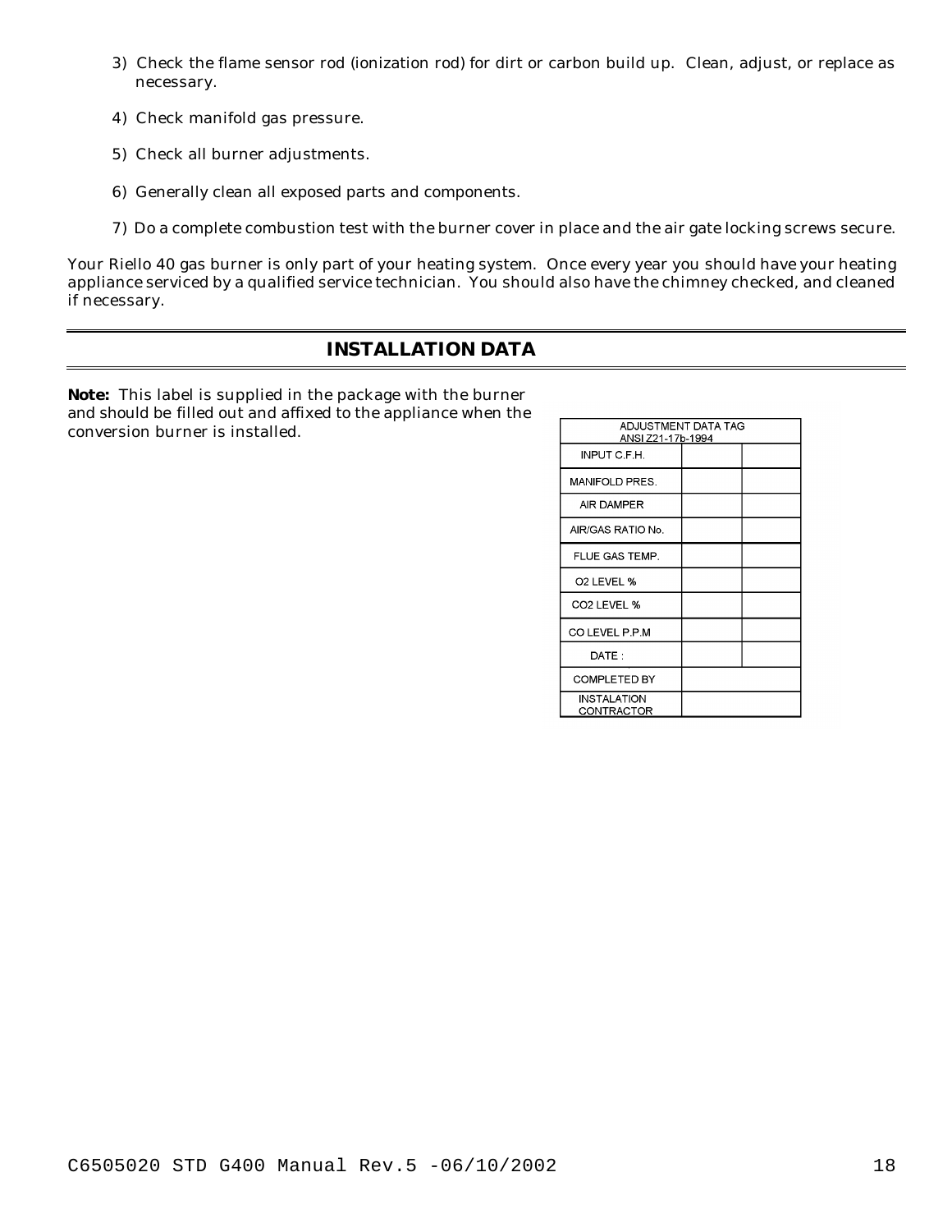3) Check the flame sensor rod (ionization rod) for dirt or carbon build up. Clean, adjust, or replace as necessary.

4) Check manifold gas pressure.

5) Check all burner adjustments.

6) Generally clean all exposed parts and components.

7) Do a complete combustion test with the burner cover in place and the air gate locking screws secure.

Your Riello 40 gas burner is only part of your heating system. Once every year you should have your heating appliance serviced by a qualified service technician. You should also have the chimney checked, and cleaned if necessary.

## INSTALLATION DATA

**Note:** This label is supplied in the package with the burner and should be filled out and affixed to the appliance when the conversion burner is installed.

| ADJUSTMENT DATA TAG ANSI Z21-17b-1994 | | |
|---|---|---|
| INPUT C.F.H. | | |
| MANIFOLD PRES. | | |
| AIR DAMPER | | |
| AIR/GAS RATIO No. | | |
| FLUE GAS TEMP. | | |
| O2 LEVEL % | | |
| CO2 LEVEL % | | |
| CO LEVEL P.P.M | | |
| DATE : | | |
| COMPLETED BY | | |
| INSTALATION CONTRACTOR | | |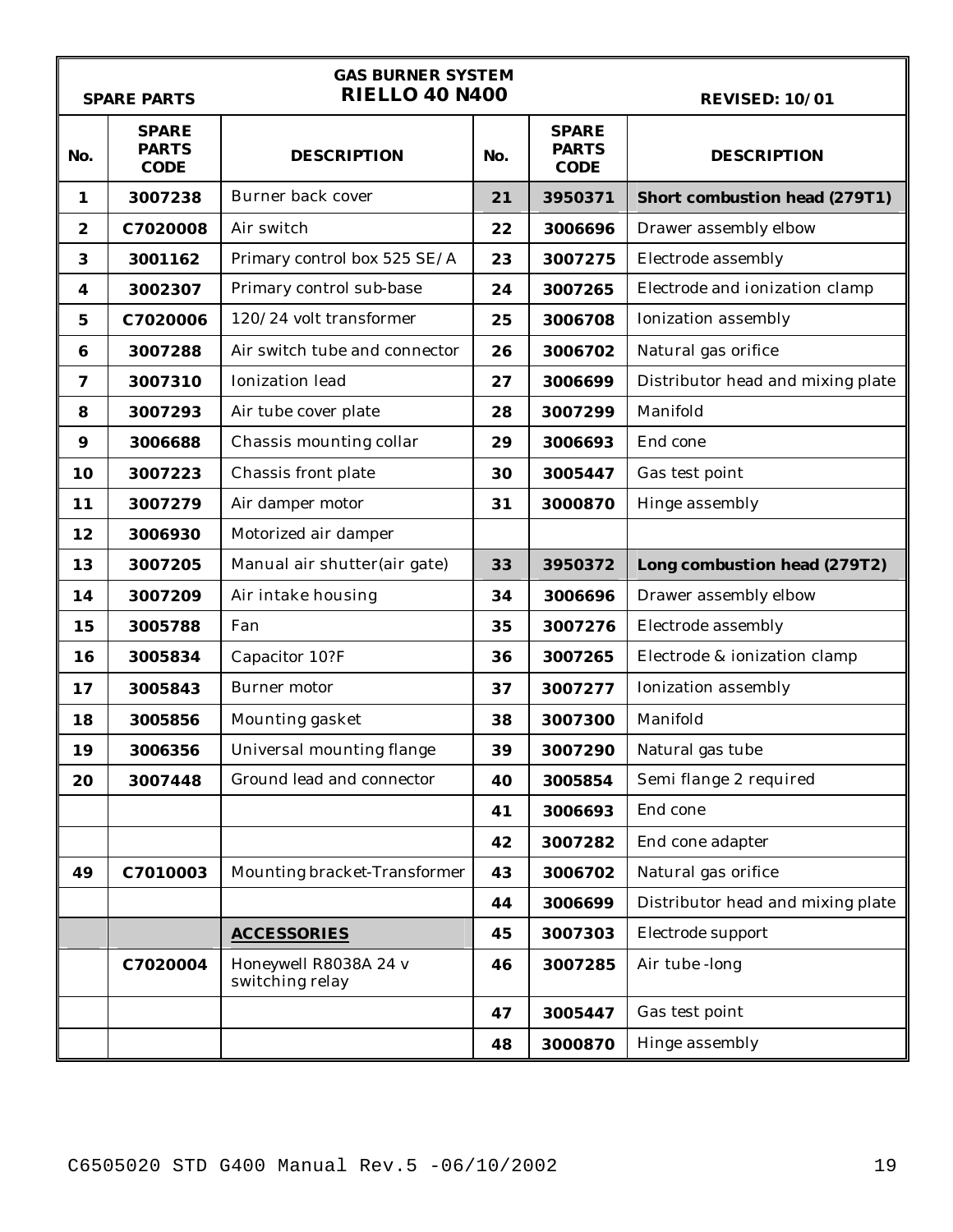| SPARE PARTS | | GAS BURNER SYSTEM **RIELLO 40 N400** | | | REVISED: 10/01 |
|---|---|---|---|---|---|
| **No.** | **SPARE PARTS CODE** | **DESCRIPTION** | **No.** | **SPARE PARTS CODE** | **DESCRIPTION** |
| 1 | 3007238 | Burner back cover | **21** | **3950371** | **Short combustion head (279T1)** |
| 2 | C7020008 | Air switch | 22 | 3006696 | Drawer assembly elbow |
| 3 | 3001162 | Primary control box 525 SE/A | 23 | 3007275 | Electrode assembly |
| 4 | 3002307 | Primary control sub-base | 24 | 3007265 | Electrode and ionization clamp |
| 5 | C7020006 | 120/24 volt transformer | 25 | 3006708 | Ionization assembly |
| 6 | 3007288 | Air switch tube and connector | 26 | 3006702 | Natural gas orifice |
| 7 | 3007310 | Ionization lead | 27 | 3006699 | Distributor head and mixing plate |
| 8 | 3007293 | Air tube cover plate | 28 | 3007299 | Manifold |
| 9 | 3006688 | Chassis mounting collar | 29 | 3006693 | End cone |
| 10 | 3007223 | Chassis front plate | 30 | 3005447 | Gas test point |
| 11 | 3007279 | Air damper motor | 31 | 3000870 | Hinge assembly |
| 12 | 3006930 | Motorized air damper | | | |
| 13 | 3007205 | Manual air shutter(air gate) | **33** | **3950372** | **Long combustion head (279T2)** |
| 14 | 3007209 | Air intake housing | 34 | 3006696 | Drawer assembly elbow |
| 15 | 3005788 | Fan | 35 | 3007276 | Electrode assembly |
| 16 | 3005834 | Capacitor 10?F | 36 | 3007265 | Electrode & ionization clamp |
| 17 | 3005843 | Burner motor | 37 | 3007277 | Ionization assembly |
| 18 | 3005856 | Mounting gasket | 38 | 3007300 | Manifold |
| 19 | 3006356 | Universal mounting flange | 39 | 3007290 | Natural gas tube |
| 20 | 3007448 | Ground lead and connector | 40 | 3005854 | Semi flange 2 required |
| | | | 41 | 3006693 | End cone |
| | | | 42 | 3007282 | End cone adapter |
| 49 | C7010003 | Mounting bracket-Transformer | 43 | 3006702 | Natural gas orifice |
| | | | 44 | 3006699 | Distributor head and mixing plate |
| | | **ACCESSORIES** | 45 | 3007303 | Electrode support |
| | C7020004 | Honeywell R8038A 24 v switching relay | 46 | 3007285 | Air tube -long |
| | | | 47 | 3005447 | Gas test point |
| | | | 48 | 3000870 | Hinge assembly |

C6505020 STD G400 Manual Rev.5 -06/10/2002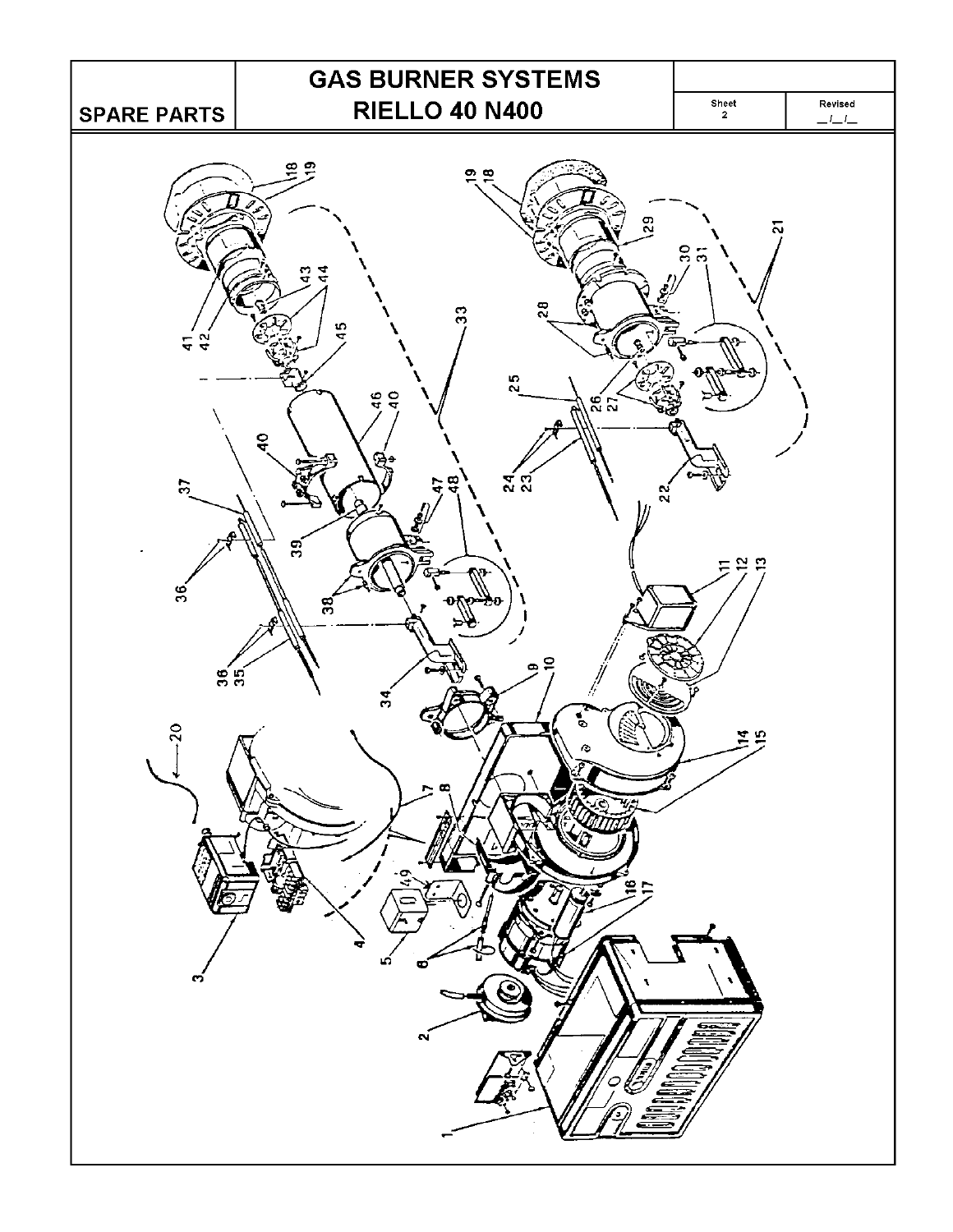| SPARE PARTS | GAS BURNER SYSTEMS RIELLO 40 N400 | Sheet 2 | Revised _/_/_ |
| --- | --- | --- | --- |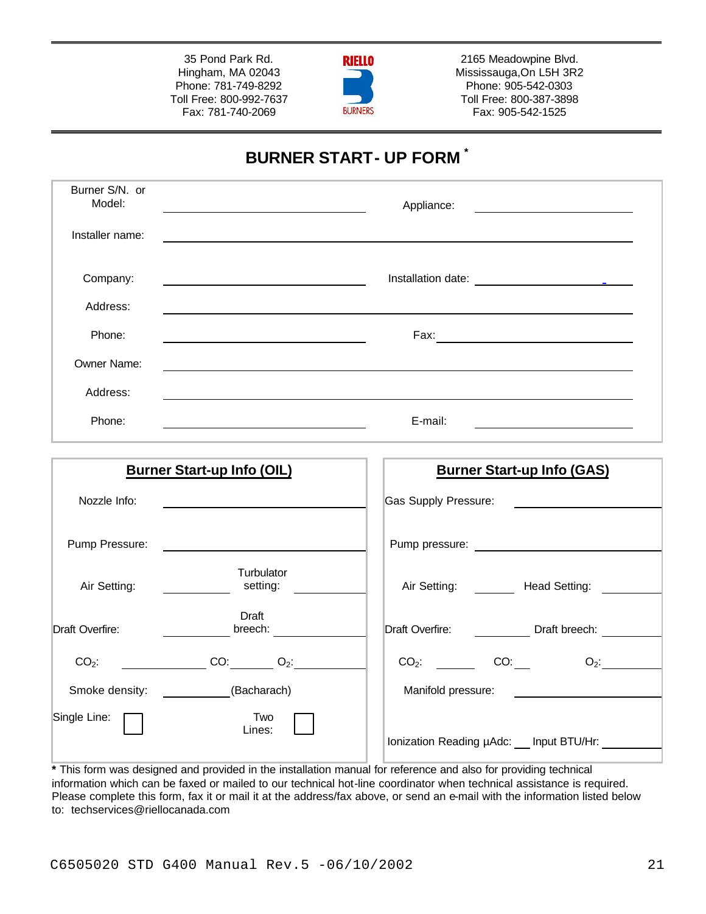| 35 Pond Park Rd.<br>Hingham, MA 02043<br>Phone: 781-749-8292<br>Toll Free: 800-992-7637<br>Fax: 781-740-2069 | RIELLO BURNERS | 2165 Meadowpine Blvd.<br>Mississauga,On L5H 3R2<br>Phone: 905-542-0303<br>Toll Free: 800-387-3898<br>Fax: 905-542-1525 |
|---|---|---|

# BURNER START- UP FORM *

| | | | |
|---|---|---|---|
| Burner S/N. or Model: | | Appliance: | |
| Installer name: | | | |
| Company: | | Installation date: | |
| Address: | | | |
| Phone: | | Fax: | |
| Owner Name: | | | |
| Address: | | | |
| Phone: | | E-mail: | |

## Burner Start-up Info (OIL)

| | | | |
|---|---|---|---|
| Nozzle Info: | | | |
| Pump Pressure: | | | |
| Air Setting: | | Turbulator setting: | |
| Draft Overfire: | | Draft breech: | |
| $CO_2$: | | CO: | $O_2$: |
| Smoke density: | (Bacharach) | | |
| Single Line: ☐ | | Two Lines: ☐ | |

## Burner Start-up Info (GAS)

| | | | |
|---|---|---|---|
| Gas Supply Pressure: | | | |
| Pump pressure: | | | |
| Air Setting: | | Head Setting: | |
| Draft Overfire: | | Draft breech: | |
| $CO_2$: | | CO: | $O_2$: |
| Manifold pressure: | | | |
| Ionization Reading µAdc: | | Input BTU/Hr: | |

**\*** This form was designed and provided in the installation manual for reference and also for providing technical information which can be faxed or mailed to our technical hot-line coordinator when technical assistance is required. Please complete this form, fax it or mail it at the address/fax above, or send an e-mail with the information listed below to: techservices@riellocanada.com

C6505020 STD G400 Manual Rev.5 -06/10/2002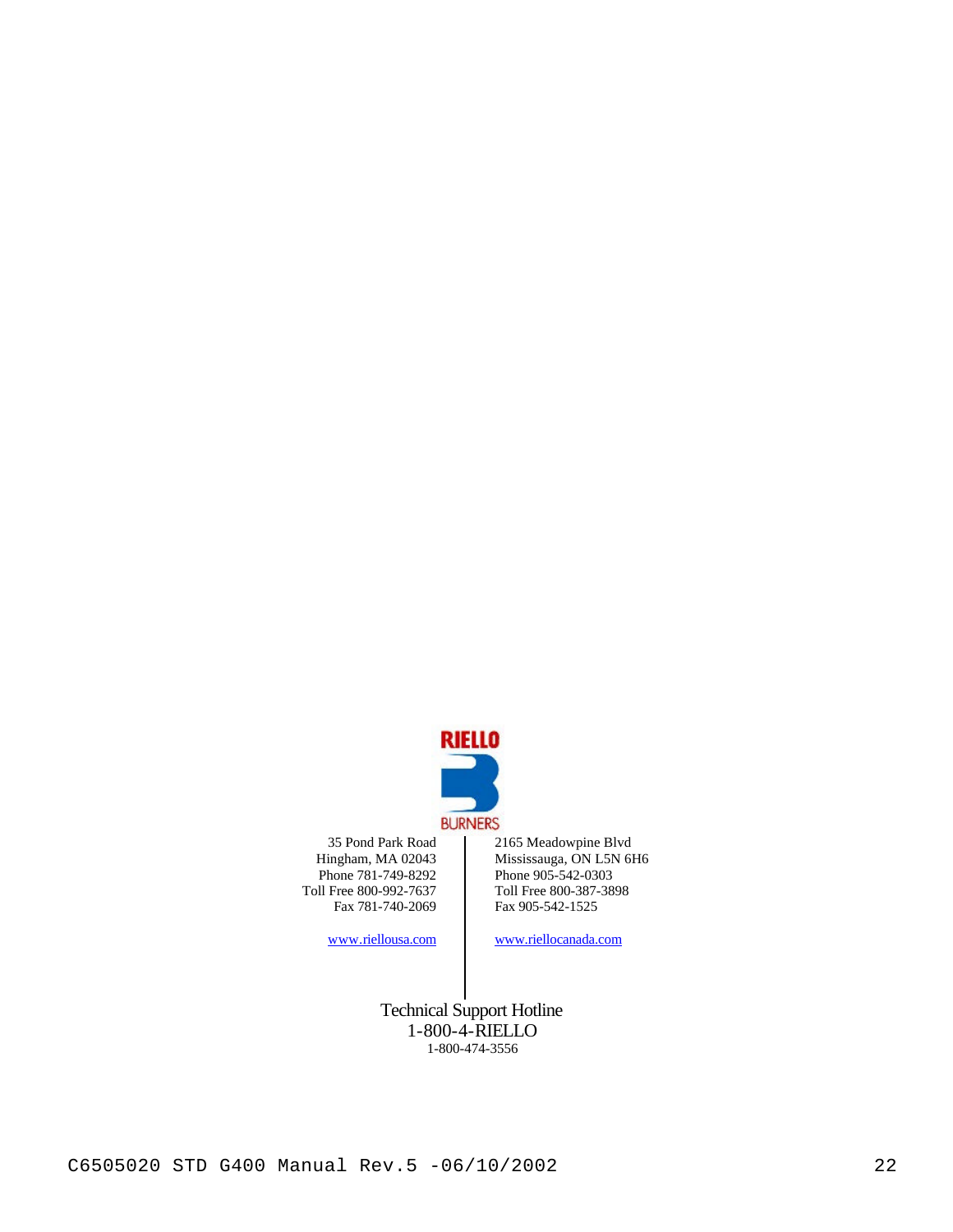RIELLO

BURNERS

35 Pond Park Road
Hingham, MA 02043
Phone 781-749-8292
Toll Free 800-992-7637
Fax 781-740-2069

www.riellousa.com

2165 Meadowpine Blvd
Mississauga, ON L5N 6H6
Phone 905-542-0303
Toll Free 800-387-3898
Fax 905-542-1525

www.riellocanada.com

Technical Support Hotline
1-800-4-RIELLO
1-800-474-3556

C6505020 STD G400 Manual Rev.5 -06/10/2002